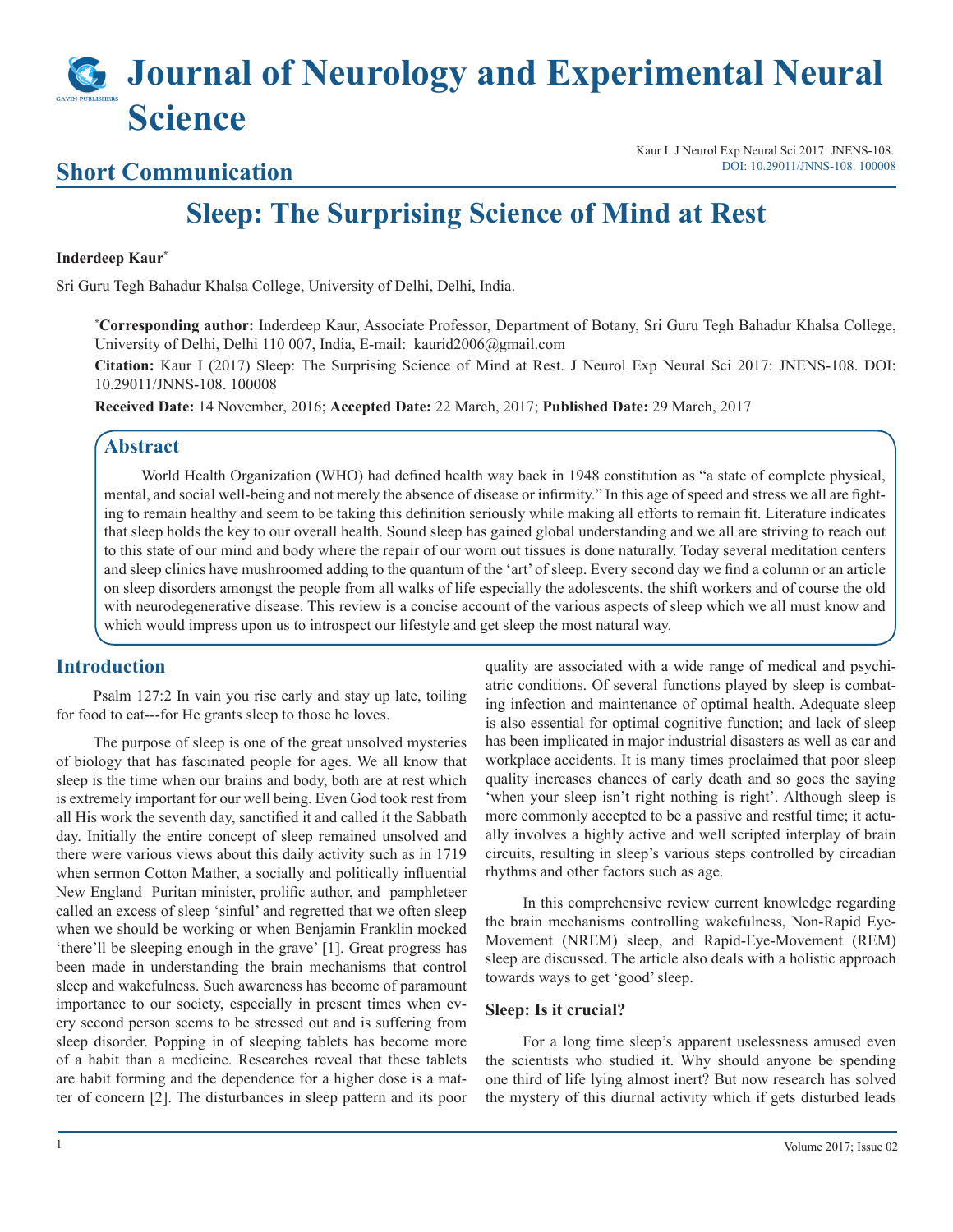# Journal of Neurology and Experimental Neural Science

## Short Communication

Kaur I. J Neurol Exp Neural Sci 2017: JNENS-108.
DOI: 10.29011/JNNS-108. 100008

# Sleep: The Surprising Science of Mind at Rest

**Inderdeep Kaur***

Sri Guru Tegh Bahadur Khalsa College, University of Delhi, Delhi, India.

***Corresponding author:** Inderdeep Kaur, Associate Professor, Department of Botany, Sri Guru Tegh Bahadur Khalsa College, University of Delhi, Delhi 110 007, India, E-mail: kaurid2006@gmail.com

**Citation:** Kaur I (2017) Sleep: The Surprising Science of Mind at Rest. J Neurol Exp Neural Sci 2017: JNENS-108. DOI: 10.29011/JNNS-108. 100008

**Received Date:** 14 November, 2016; **Accepted Date:** 22 March, 2017; **Published Date:** 29 March, 2017

## Abstract

World Health Organization (WHO) had defined health way back in 1948 constitution as "a state of complete physical, mental, and social well-being and not merely the absence of disease or infirmity." In this age of speed and stress we all are fighting to remain healthy and seem to be taking this definition seriously while making all efforts to remain fit. Literature indicates that sleep holds the key to our overall health. Sound sleep has gained global understanding and we all are striving to reach out to this state of our mind and body where the repair of our worn out tissues is done naturally. Today several meditation centers and sleep clinics have mushroomed adding to the quantum of the 'art' of sleep. Every second day we find a column or an article on sleep disorders amongst the people from all walks of life especially the adolescents, the shift workers and of course the old with neurodegenerative disease. This review is a concise account of the various aspects of sleep which we all must know and which would impress upon us to introspect our lifestyle and get sleep the most natural way.

## Introduction

Psalm 127:2 In vain you rise early and stay up late, toiling for food to eat---for He grants sleep to those he loves.

The purpose of sleep is one of the great unsolved mysteries of biology that has fascinated people for ages. We all know that sleep is the time when our brains and body, both are at rest which is extremely important for our well being. Even God took rest from all His work the seventh day, sanctified it and called it the Sabbath day. Initially the entire concept of sleep remained unsolved and there were various views about this daily activity such as in 1719 when sermon Cotton Mather, a socially and politically influential New England Puritan minister, prolific author, and pamphleteer called an excess of sleep 'sinful' and regretted that we often sleep when we should be working or when Benjamin Franklin mocked 'there'll be sleeping enough in the grave' [1]. Great progress has been made in understanding the brain mechanisms that control sleep and wakefulness. Such awareness has become of paramount importance to our society, especially in present times when every second person seems to be stressed out and is suffering from sleep disorder. Popping in of sleeping tablets has become more of a habit than a medicine. Researches reveal that these tablets are habit forming and the dependence for a higher dose is a matter of concern [2]. The disturbances in sleep pattern and its poor quality are associated with a wide range of medical and psychiatric conditions. Of several functions played by sleep is combating infection and maintenance of optimal health. Adequate sleep is also essential for optimal cognitive function; and lack of sleep has been implicated in major industrial disasters as well as car and workplace accidents. It is many times proclaimed that poor sleep quality increases chances of early death and so goes the saying 'when your sleep isn't right nothing is right'. Although sleep is more commonly accepted to be a passive and restful time; it actually involves a highly active and well scripted interplay of brain circuits, resulting in sleep's various steps controlled by circadian rhythms and other factors such as age.

In this comprehensive review current knowledge regarding the brain mechanisms controlling wakefulness, Non-Rapid Eye-Movement (NREM) sleep, and Rapid-Eye-Movement (REM) sleep are discussed. The article also deals with a holistic approach towards ways to get 'good' sleep.

### Sleep: Is it crucial?

For a long time sleep's apparent uselessness amused even the scientists who studied it. Why should anyone be spending one third of life lying almost inert? But now research has solved the mystery of this diurnal activity which if gets disturbed leads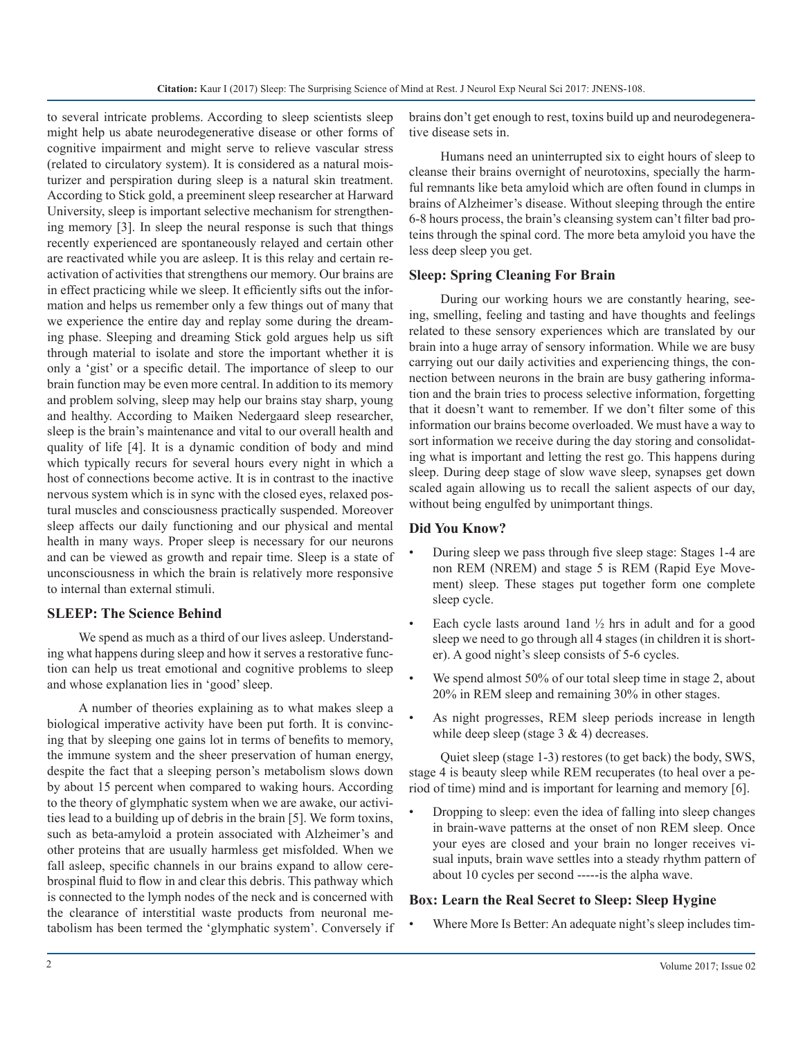to several intricate problems. According to sleep scientists sleep might help us abate neurodegenerative disease or other forms of cognitive impairment and might serve to relieve vascular stress (related to circulatory system). It is considered as a natural moisturizer and perspiration during sleep is a natural skin treatment. According to Stick gold, a preeminent sleep researcher at Harward University, sleep is important selective mechanism for strengthening memory [3]. In sleep the neural response is such that things recently experienced are spontaneously relayed and certain other are reactivated while you are asleep. It is this relay and certain reactivation of activities that strengthens our memory. Our brains are in effect practicing while we sleep. It efficiently sifts out the information and helps us remember only a few things out of many that we experience the entire day and replay some during the dreaming phase. Sleeping and dreaming Stick gold argues help us sift through material to isolate and store the important whether it is only a 'gist' or a specific detail. The importance of sleep to our brain function may be even more central. In addition to its memory and problem solving, sleep may help our brains stay sharp, young and healthy. According to Maiken Nedergaard sleep researcher, sleep is the brain's maintenance and vital to our overall health and quality of life [4]. It is a dynamic condition of body and mind which typically recurs for several hours every night in which a host of connections become active. It is in contrast to the inactive nervous system which is in sync with the closed eyes, relaxed postural muscles and consciousness practically suspended. Moreover sleep affects our daily functioning and our physical and mental health in many ways. Proper sleep is necessary for our neurons and can be viewed as growth and repair time. Sleep is a state of unconsciousness in which the brain is relatively more responsive to internal than external stimuli.

## SLEEP: The Science Behind

We spend as much as a third of our lives asleep. Understanding what happens during sleep and how it serves a restorative function can help us treat emotional and cognitive problems to sleep and whose explanation lies in 'good' sleep.

A number of theories explaining as to what makes sleep a biological imperative activity have been put forth. It is convincing that by sleeping one gains lot in terms of benefits to memory, the immune system and the sheer preservation of human energy, despite the fact that a sleeping person's metabolism slows down by about 15 percent when compared to waking hours. According to the theory of glymphatic system when we are awake, our activities lead to a building up of debris in the brain [5]. We form toxins, such as beta-amyloid a protein associated with Alzheimer's and other proteins that are usually harmless get misfolded. When we fall asleep, specific channels in our brains expand to allow cerebrospinal fluid to flow in and clear this debris. This pathway which is connected to the lymph nodes of the neck and is concerned with the clearance of interstitial waste products from neuronal metabolism has been termed the 'glymphatic system'. Conversely if brains don't get enough to rest, toxins build up and neurodegenerative disease sets in.

Humans need an uninterrupted six to eight hours of sleep to cleanse their brains overnight of neurotoxins, specially the harmful remnants like beta amyloid which are often found in clumps in brains of Alzheimer's disease. Without sleeping through the entire 6-8 hours process, the brain's cleansing system can't filter bad proteins through the spinal cord. The more beta amyloid you have the less deep sleep you get.

## Sleep: Spring Cleaning For Brain

During our working hours we are constantly hearing, seeing, smelling, feeling and tasting and have thoughts and feelings related to these sensory experiences which are translated by our brain into a huge array of sensory information. While we are busy carrying out our daily activities and experiencing things, the connection between neurons in the brain are busy gathering information and the brain tries to process selective information, forgetting that it doesn't want to remember. If we don't filter some of this information our brains become overloaded. We must have a way to sort information we receive during the day storing and consolidating what is important and letting the rest go. This happens during sleep. During deep stage of slow wave sleep, synapses get down scaled again allowing us to recall the salient aspects of our day, without being engulfed by unimportant things.

## Did You Know?

- During sleep we pass through five sleep stage: Stages 1-4 are non REM (NREM) and stage 5 is REM (Rapid Eye Movement) sleep. These stages put together form one complete sleep cycle.
- Each cycle lasts around 1and ½ hrs in adult and for a good sleep we need to go through all 4 stages (in children it is shorter). A good night's sleep consists of 5-6 cycles.
- We spend almost 50% of our total sleep time in stage 2, about 20% in REM sleep and remaining 30% in other stages.
- As night progresses, REM sleep periods increase in length while deep sleep (stage 3 & 4) decreases.

Quiet sleep (stage 1-3) restores (to get back) the body, SWS, stage 4 is beauty sleep while REM recuperates (to heal over a period of time) mind and is important for learning and memory [6].

- Dropping to sleep: even the idea of falling into sleep changes in brain-wave patterns at the onset of non REM sleep. Once your eyes are closed and your brain no longer receives visual inputs, brain wave settles into a steady rhythm pattern of about 10 cycles per second -----is the alpha wave.

## Box: Learn the Real Secret to Sleep: Sleep Hygine

- Where More Is Better: An adequate night's sleep includes tim-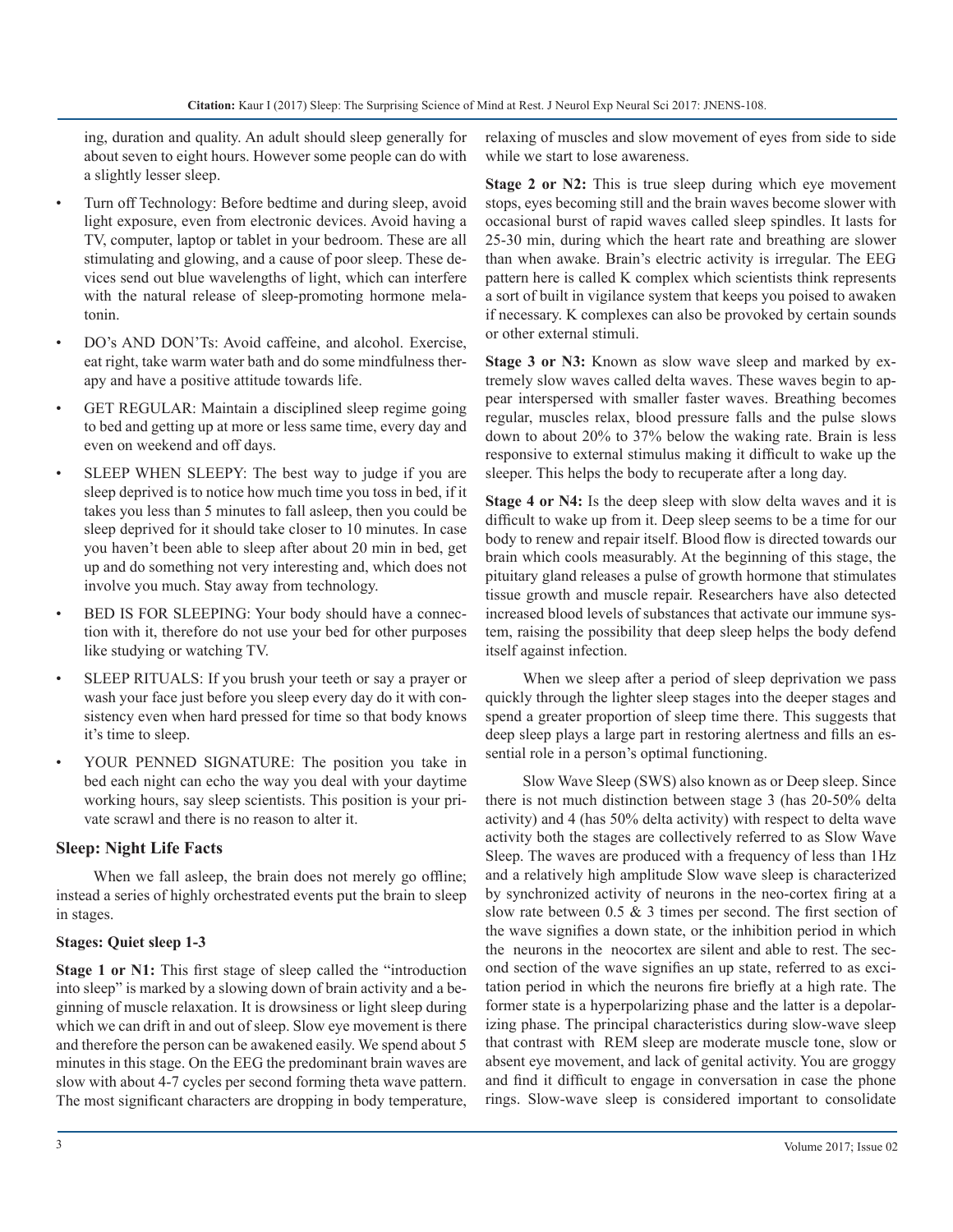ing, duration and quality. An adult should sleep generally for about seven to eight hours. However some people can do with a slightly lesser sleep.

- Turn off Technology: Before bedtime and during sleep, avoid light exposure, even from electronic devices. Avoid having a TV, computer, laptop or tablet in your bedroom. These are all stimulating and glowing, and a cause of poor sleep. These devices send out blue wavelengths of light, which can interfere with the natural release of sleep-promoting hormone melatonin.
- DO's AND DON'Ts: Avoid caffeine, and alcohol. Exercise, eat right, take warm water bath and do some mindfulness therapy and have a positive attitude towards life.
- GET REGULAR: Maintain a disciplined sleep regime going to bed and getting up at more or less same time, every day and even on weekend and off days.
- SLEEP WHEN SLEEPY: The best way to judge if you are sleep deprived is to notice how much time you toss in bed, if it takes you less than 5 minutes to fall asleep, then you could be sleep deprived for it should take closer to 10 minutes. In case you haven't been able to sleep after about 20 min in bed, get up and do something not very interesting and, which does not involve you much. Stay away from technology.
- BED IS FOR SLEEPING: Your body should have a connection with it, therefore do not use your bed for other purposes like studying or watching TV.
- SLEEP RITUALS: If you brush your teeth or say a prayer or wash your face just before you sleep every day do it with consistency even when hard pressed for time so that body knows it's time to sleep.
- YOUR PENNED SIGNATURE: The position you take in bed each night can echo the way you deal with your daytime working hours, say sleep scientists. This position is your private scrawl and there is no reason to alter it.

## Sleep: Night Life Facts

When we fall asleep, the brain does not merely go offline; instead a series of highly orchestrated events put the brain to sleep in stages.

### Stages: Quiet sleep 1-3

**Stage 1 or N1:** This first stage of sleep called the "introduction into sleep" is marked by a slowing down of brain activity and a beginning of muscle relaxation. It is drowsiness or light sleep during which we can drift in and out of sleep. Slow eye movement is there and therefore the person can be awakened easily. We spend about 5 minutes in this stage. On the EEG the predominant brain waves are slow with about 4-7 cycles per second forming theta wave pattern. The most significant characters are dropping in body temperature, relaxing of muscles and slow movement of eyes from side to side while we start to lose awareness.

**Stage 2 or N2:** This is true sleep during which eye movement stops, eyes becoming still and the brain waves become slower with occasional burst of rapid waves called sleep spindles. It lasts for 25-30 min, during which the heart rate and breathing are slower than when awake. Brain's electric activity is irregular. The EEG pattern here is called K complex which scientists think represents a sort of built in vigilance system that keeps you poised to awaken if necessary. K complexes can also be provoked by certain sounds or other external stimuli.

**Stage 3 or N3:** Known as slow wave sleep and marked by extremely slow waves called delta waves. These waves begin to appear interspersed with smaller faster waves. Breathing becomes regular, muscles relax, blood pressure falls and the pulse slows down to about 20% to 37% below the waking rate. Brain is less responsive to external stimulus making it difficult to wake up the sleeper. This helps the body to recuperate after a long day.

**Stage 4 or N4:** Is the deep sleep with slow delta waves and it is difficult to wake up from it. Deep sleep seems to be a time for our body to renew and repair itself. Blood flow is directed towards our brain which cools measurably. At the beginning of this stage, the pituitary gland releases a pulse of growth hormone that stimulates tissue growth and muscle repair. Researchers have also detected increased blood levels of substances that activate our immune system, raising the possibility that deep sleep helps the body defend itself against infection.

When we sleep after a period of sleep deprivation we pass quickly through the lighter sleep stages into the deeper stages and spend a greater proportion of sleep time there. This suggests that deep sleep plays a large part in restoring alertness and fills an essential role in a person's optimal functioning.

Slow Wave Sleep (SWS) also known as or Deep sleep. Since there is not much distinction between stage 3 (has 20-50% delta activity) and 4 (has 50% delta activity) with respect to delta wave activity both the stages are collectively referred to as Slow Wave Sleep. The waves are produced with a frequency of less than 1Hz and a relatively high amplitude Slow wave sleep is characterized by synchronized activity of neurons in the neo-cortex firing at a slow rate between 0.5 & 3 times per second. The first section of the wave signifies a down state, or the inhibition period in which the neurons in the neocortex are silent and able to rest. The second section of the wave signifies an up state, referred to as excitation period in which the neurons fire briefly at a high rate. The former state is a hyperpolarizing phase and the latter is a depolarizing phase. The principal characteristics during slow-wave sleep that contrast with REM sleep are moderate muscle tone, slow or absent eye movement, and lack of genital activity. You are groggy and find it difficult to engage in conversation in case the phone rings. Slow-wave sleep is considered important to consolidate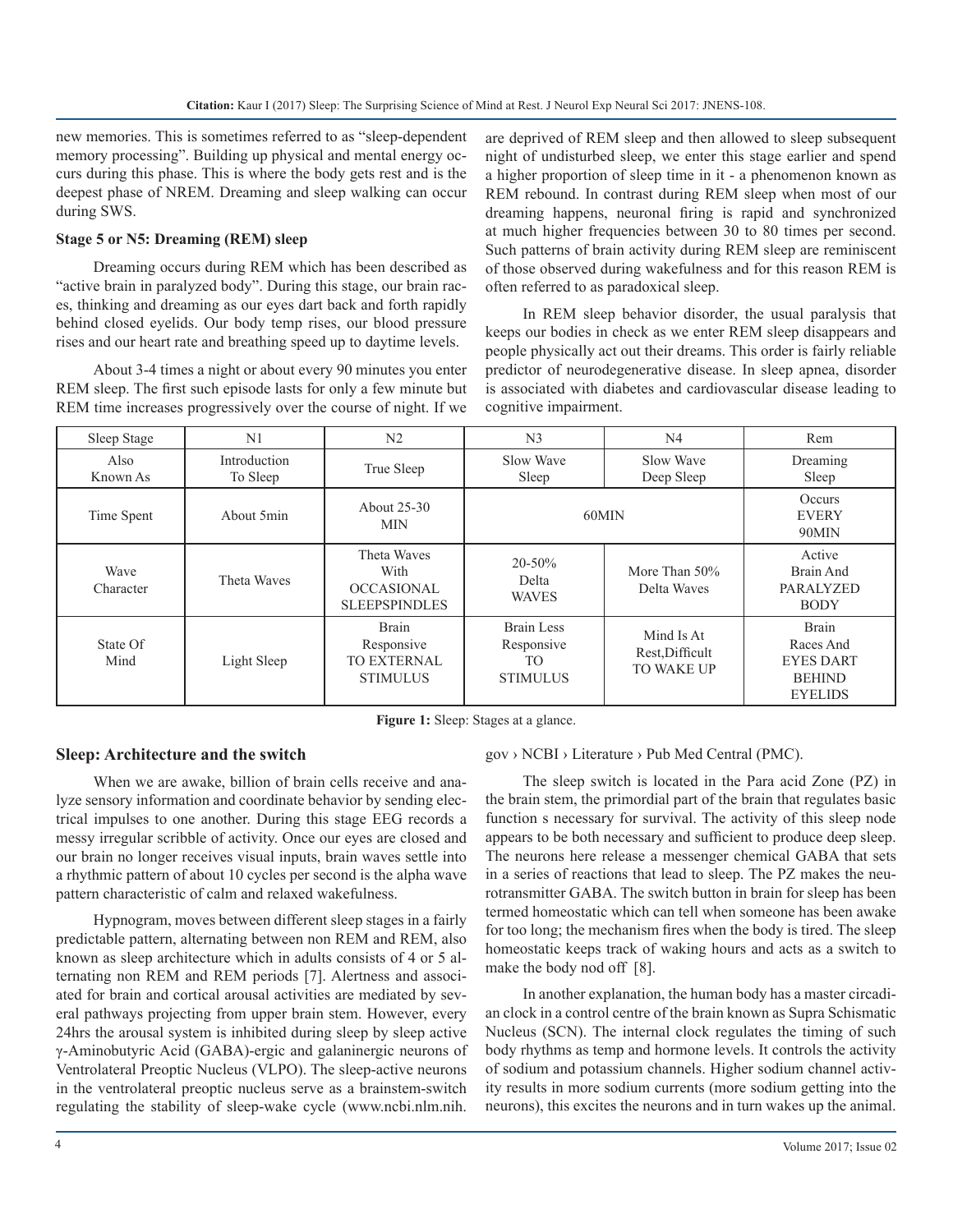new memories. This is sometimes referred to as "sleep-dependent memory processing". Building up physical and mental energy occurs during this phase. This is where the body gets rest and is the deepest phase of NREM. Dreaming and sleep walking can occur during SWS.

### Stage 5 or N5: Dreaming (REM) sleep

Dreaming occurs during REM which has been described as "active brain in paralyzed body". During this stage, our brain races, thinking and dreaming as our eyes dart back and forth rapidly behind closed eyelids. Our body temp rises, our blood pressure rises and our heart rate and breathing speed up to daytime levels.

About 3-4 times a night or about every 90 minutes you enter REM sleep. The first such episode lasts for only a few minute but REM time increases progressively over the course of night. If we are deprived of REM sleep and then allowed to sleep subsequent night of undisturbed sleep, we enter this stage earlier and spend a higher proportion of sleep time in it - a phenomenon known as REM rebound. In contrast during REM sleep when most of our dreaming happens, neuronal firing is rapid and synchronized at much higher frequencies between 30 to 80 times per second. Such patterns of brain activity during REM sleep are reminiscent of those observed during wakefulness and for this reason REM is often referred to as paradoxical sleep.

In REM sleep behavior disorder, the usual paralysis that keeps our bodies in check as we enter REM sleep disappears and people physically act out their dreams. This order is fairly reliable predictor of neurodegenerative disease. In sleep apnea, disorder is associated with diabetes and cardiovascular disease leading to cognitive impairment.

| Sleep Stage | N1 | N2 | N3 | N4 | Rem |
|---|---|---|---|---|---|
| Also Known As | Introduction To Sleep | True Sleep | Slow Wave Sleep | Slow Wave Deep Sleep | Dreaming Sleep |
| Time Spent | About 5min | About 25-30 MIN | 60MIN | | Occurs EVERY 90MIN |
| Wave Character | Theta Waves | Theta Waves With OCCASIONAL SLEEPSPINDLES | 20-50% Delta WAVES | More Than 50% Delta Waves | Active Brain And PARALYZED BODY |
| State Of Mind | Light Sleep | Brain Responsive TO EXTERNAL STIMULUS | Brain Less Responsive TO STIMULUS | Mind Is At Rest,Difficult TO WAKE UP | Brain Races And EYES DART BEHIND EYELIDS |

**Figure 1:** Sleep: Stages at a glance.

## Sleep: Architecture and the switch

When we are awake, billion of brain cells receive and analyze sensory information and coordinate behavior by sending electrical impulses to one another. During this stage EEG records a messy irregular scribble of activity. Once our eyes are closed and our brain no longer receives visual inputs, brain waves settle into a rhythmic pattern of about 10 cycles per second is the alpha wave pattern characteristic of calm and relaxed wakefulness.

Hypnogram, moves between different sleep stages in a fairly predictable pattern, alternating between non REM and REM, also known as sleep architecture which in adults consists of 4 or 5 alternating non REM and REM periods [7]. Alertness and associated for brain and cortical arousal activities are mediated by several pathways projecting from upper brain stem. However, every 24hrs the arousal system is inhibited during sleep by sleep active γ-Aminobutyric Acid (GABA)-ergic and galaninergic neurons of Ventrolateral Preoptic Nucleus (VLPO). The sleep-active neurons in the ventrolateral preoptic nucleus serve as a brainstem-switch regulating the stability of sleep-wake cycle (www.ncbi.nlm.nih.gov › NCBI › Literature › Pub Med Central (PMC).

The sleep switch is located in the Para acid Zone (PZ) in the brain stem, the primordial part of the brain that regulates basic function s necessary for survival. The activity of this sleep node appears to be both necessary and sufficient to produce deep sleep. The neurons here release a messenger chemical GABA that sets in a series of reactions that lead to sleep. The PZ makes the neurotransmitter GABA. The switch button in brain for sleep has been termed homeostatic which can tell when someone has been awake for too long; the mechanism fires when the body is tired. The sleep homeostatic keeps track of waking hours and acts as a switch to make the body nod off [8].

In another explanation, the human body has a master circadian clock in a control centre of the brain known as Supra Schismatic Nucleus (SCN). The internal clock regulates the timing of such body rhythms as temp and hormone levels. It controls the activity of sodium and potassium channels. Higher sodium channel activity results in more sodium currents (more sodium getting into the neurons), this excites the neurons and in turn wakes up the animal.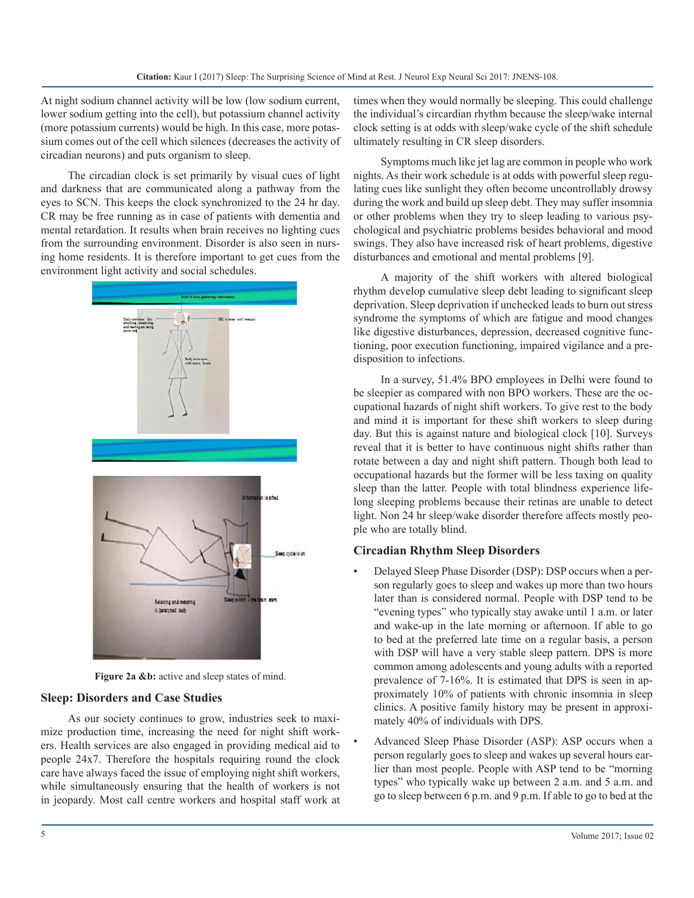At night sodium channel activity will be low (low sodium current, lower sodium getting into the cell), but potassium channel activity (more potassium currents) would be high. In this case, more potassium comes out of the cell which silences (decreases the activity of circadian neurons) and puts organism to sleep.

The circadian clock is set primarily by visual cues of light and darkness that are communicated along a pathway from the eyes to SCN. This keeps the clock synchronized to the 24 hr day. CR may be free running as in case of patients with dementia and mental retardation. It results when brain receives no lighting cues from the surrounding environment. Disorder is also seen in nursing home residents. It is therefore important to get cues from the environment light activity and social schedules.

**Figure 2a &b:** active and sleep states of mind.

## Sleep: Disorders and Case Studies

As our society continues to grow, industries seek to maximize production time, increasing the need for night shift workers. Health services are also engaged in providing medical aid to people 24x7. Therefore the hospitals requiring round the clock care have always faced the issue of employing night shift workers, while simultaneously ensuring that the health of workers is not in jeopardy. Most call centre workers and hospital staff work at times when they would normally be sleeping. This could challenge the individual's circardian rhythm because the sleep/wake internal clock setting is at odds with sleep/wake cycle of the shift schedule ultimately resulting in CR sleep disorders.

Symptoms much like jet lag are common in people who work nights. As their work schedule is at odds with powerful sleep regulating cues like sunlight they often become uncontrollably drowsy during the work and build up sleep debt. They may suffer insomnia or other problems when they try to sleep leading to various psychological and psychiatric problems besides behavioral and mood swings. They also have increased risk of heart problems, digestive disturbances and emotional and mental problems [9].

A majority of the shift workers with altered biological rhythm develop cumulative sleep debt leading to significant sleep deprivation. Sleep deprivation if unchecked leads to burn out stress syndrome the symptoms of which are fatigue and mood changes like digestive disturbances, depression, decreased cognitive functioning, poor execution functioning, impaired vigilance and a predisposition to infections.

In a survey, 51.4% BPO employees in Delhi were found to be sleepier as compared with non BPO workers. These are the occupational hazards of night shift workers. To give rest to the body and mind it is important for these shift workers to sleep during day. But this is against nature and biological clock [10]. Surveys reveal that it is better to have continuous night shifts rather than rotate between a day and night shift pattern. Though both lead to occupational hazards but the former will be less taxing on quality sleep than the latter. People with total blindness experience lifelong sleeping problems because their retinas are unable to detect light. Non 24 hr sleep/wake disorder therefore affects mostly people who are totally blind.

### Circadian Rhythm Sleep Disorders

- Delayed Sleep Phase Disorder (DSP): DSP occurs when a person regularly goes to sleep and wakes up more than two hours later than is considered normal. People with DSP tend to be "evening types" who typically stay awake until 1 a.m. or later and wake-up in the late morning or afternoon. If able to go to bed at the preferred late time on a regular basis, a person with DSP will have a very stable sleep pattern. DPS is more common among adolescents and young adults with a reported prevalence of 7-16%. It is estimated that DPS is seen in approximately 10% of patients with chronic insomnia in sleep clinics. A positive family history may be present in approximately 40% of individuals with DPS.
- Advanced Sleep Phase Disorder (ASP): ASP occurs when a person regularly goes to sleep and wakes up several hours earlier than most people. People with ASP tend to be "morning types" who typically wake up between 2 a.m. and 5 a.m. and go to sleep between 6 p.m. and 9 p.m. If able to go to bed at the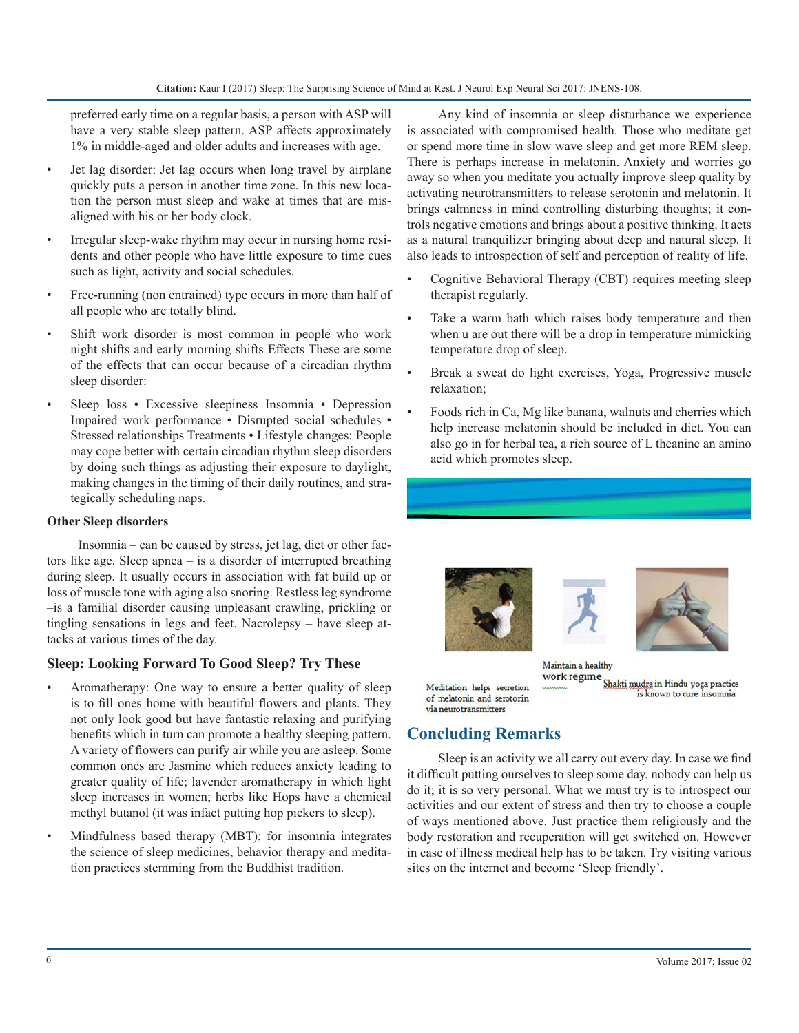preferred early time on a regular basis, a person with ASP will have a very stable sleep pattern. ASP affects approximately 1% in middle-aged and older adults and increases with age.

- Jet lag disorder: Jet lag occurs when long travel by airplane quickly puts a person in another time zone. In this new location the person must sleep and wake at times that are misaligned with his or her body clock.
- Irregular sleep-wake rhythm may occur in nursing home residents and other people who have little exposure to time cues such as light, activity and social schedules.
- Free-running (non entrained) type occurs in more than half of all people who are totally blind.
- Shift work disorder is most common in people who work night shifts and early morning shifts Effects These are some of the effects that can occur because of a circadian rhythm sleep disorder:
- Sleep loss • Excessive sleepiness Insomnia • Depression Impaired work performance • Disrupted social schedules • Stressed relationships Treatments • Lifestyle changes: People may cope better with certain circadian rhythm sleep disorders by doing such things as adjusting their exposure to daylight, making changes in the timing of their daily routines, and strategically scheduling naps.

**Other Sleep disorders**

Insomnia – can be caused by stress, jet lag, diet or other factors like age. Sleep apnea – is a disorder of interrupted breathing during sleep. It usually occurs in association with fat build up or loss of muscle tone with aging also snoring. Restless leg syndrome –is a familial disorder causing unpleasant crawling, prickling or tingling sensations in legs and feet. Narcolepsy – have sleep attacks at various times of the day.

### Sleep: Looking Forward To Good Sleep? Try These

- Aromatherapy: One way to ensure a better quality of sleep is to fill ones home with beautiful flowers and plants. They not only look good but have fantastic relaxing and purifying benefits which in turn can promote a healthy sleeping pattern. A variety of flowers can purify air while you are asleep. Some common ones are Jasmine which reduces anxiety leading to greater quality of life; lavender aromatherapy in which light sleep increases in women; herbs like Hops have a chemical methyl butanol (it was infact putting hop pickers to sleep).
- Mindfulness based therapy (MBT); for insomnia integrates the science of sleep medicines, behavior therapy and meditation practices stemming from the Buddhist tradition.

Any kind of insomnia or sleep disturbance we experience is associated with compromised health. Those who meditate get or spend more time in slow wave sleep and get more REM sleep. There is perhaps increase in melatonin. Anxiety and worries go away so when you meditate you actually improve sleep quality by activating neurotransmitters to release serotonin and melatonin. It brings calmness in mind controlling disturbing thoughts; it controls negative emotions and brings about a positive thinking. It acts as a natural tranquilizer bringing about deep and natural sleep. It also leads to introspection of self and perception of reality of life.

- Cognitive Behavioral Therapy (CBT) requires meeting sleep therapist regularly.
- Take a warm bath which raises body temperature and then when u are out there will be a drop in temperature mimicking temperature drop of sleep.
- Break a sweat do light exercises, Yoga, Progressive muscle relaxation;
- Foods rich in Ca, Mg like banana, walnuts and cherries which help increase melatonin should be included in diet. You can also go in for herbal tea, a rich source of L theanine an amino acid which promotes sleep.

Meditation helps secretion of melatonin and serotonin via neurotransmitters

Maintain a healthy work regime

Shakti mudra in Hindu yoga practice is known to cure insomnia

## Concluding Remarks

Sleep is an activity we all carry out every day. In case we find it difficult putting ourselves to sleep some day, nobody can help us do it; it is so very personal. What we must try is to introspect our activities and our extent of stress and then try to choose a couple of ways mentioned above. Just practice them religiously and the body restoration and recuperation will get switched on. However in case of illness medical help has to be taken. Try visiting various sites on the internet and become 'Sleep friendly'.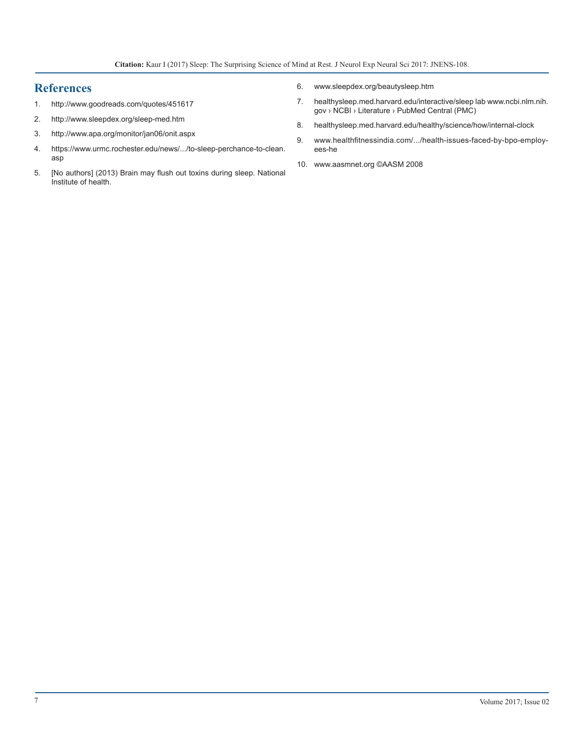## References

1. http://www.goodreads.com/quotes/451617
2. http://www.sleepdex.org/sleep-med.htm
3. http://www.apa.org/monitor/jan06/onit.aspx
4. https://www.urmc.rochester.edu/news/.../to-sleep-perchance-to-clean.asp
5. [No authors] (2013) Brain may flush out toxins during sleep. National Institute of health.
6. www.sleepdex.org/beautysleep.htm
7. healthysleep.med.harvard.edu/interactive/sleep lab www.ncbi.nlm.nih.gov › NCBI › Literature › PubMed Central (PMC)
8. healthysleep.med.harvard.edu/healthy/science/how/internal-clock
9. www.healthfitnessindia.com/.../health-issues-faced-by-bpo-employees-he
10. www.aasmnet.org ©AASM 2008